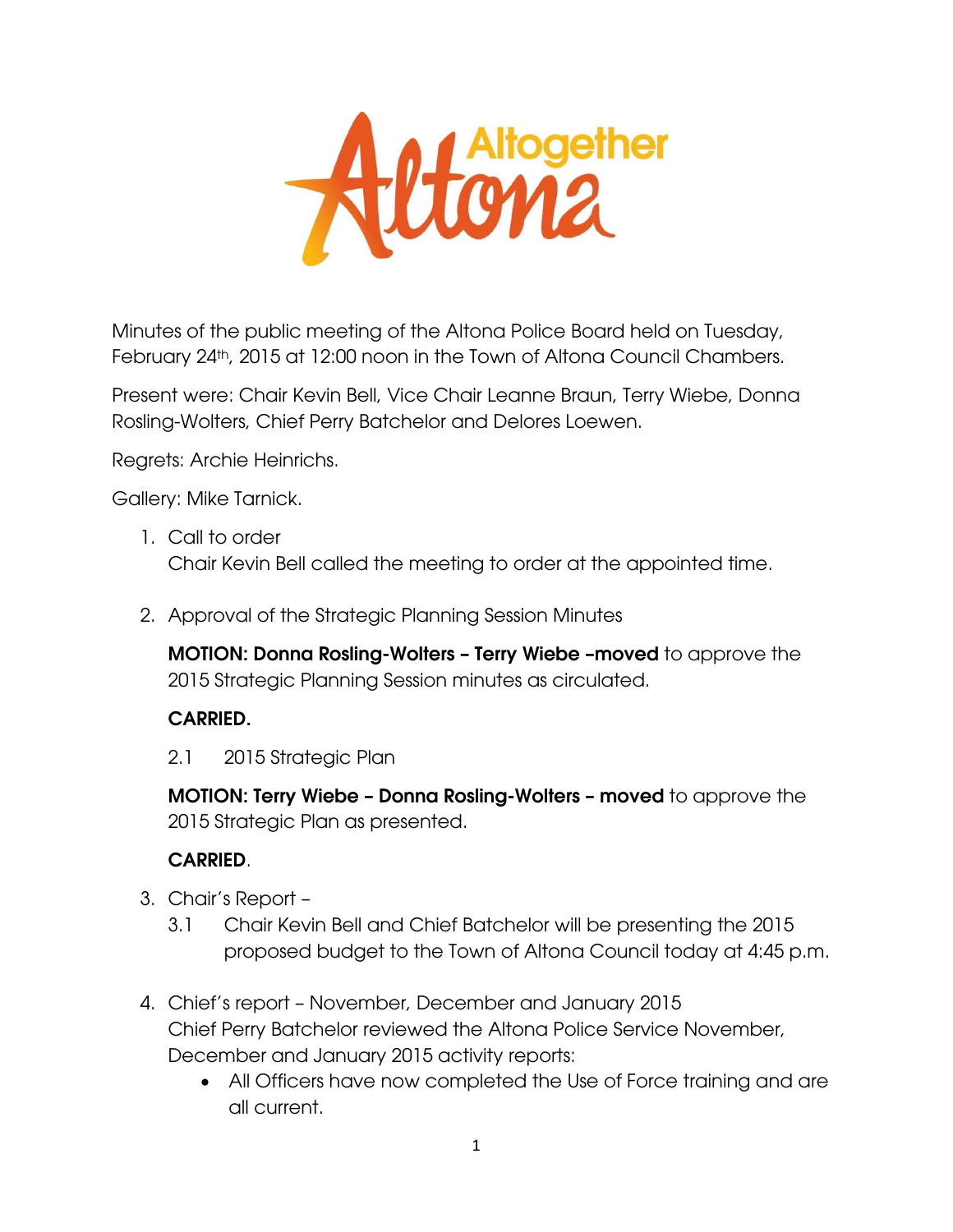Minutes of the public meeting of the Altona Police Board held on Tuesday, February 24th, 2015 at 12:00 noon in the Town of Altona Council Chambers.

Present were: Chair Kevin Bell, Vice Chair Leanne Braun, Terry Wiebe, Donna Rosling-Wolters, Chief Perry Batchelor and Delores Loewen.

Regrets: Archie Heinrichs.

Gallery: Mike Tarnick.

1. Call to order
   Chair Kevin Bell called the meeting to order at the appointed time.

2. Approval of the Strategic Planning Session Minutes

   **MOTION: Donna Rosling-Wolters – Terry Wiebe –moved** to approve the 2015 Strategic Planning Session minutes as circulated.

   **CARRIED.**

   2.1 2015 Strategic Plan

   **MOTION: Terry Wiebe – Donna Rosling-Wolters – moved** to approve the 2015 Strategic Plan as presented.

   **CARRIED**.

3. Chair's Report –
   3.1 Chair Kevin Bell and Chief Batchelor will be presenting the 2015 proposed budget to the Town of Altona Council today at 4:45 p.m.

4. Chief's report – November, December and January 2015
   Chief Perry Batchelor reviewed the Altona Police Service November, December and January 2015 activity reports:
   - All Officers have now completed the Use of Force training and are all current.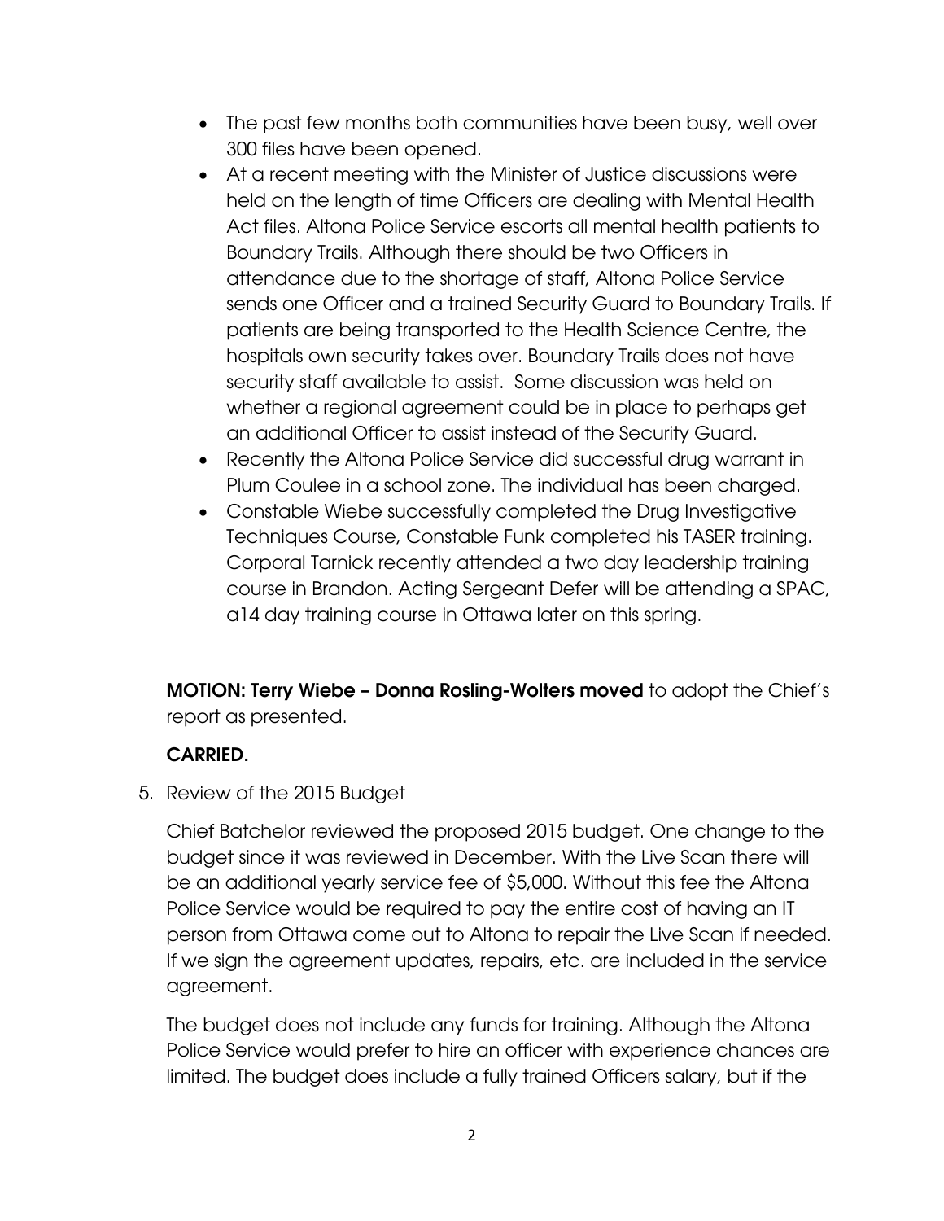- The past few months both communities have been busy, well over 300 files have been opened.
- At a recent meeting with the Minister of Justice discussions were held on the length of time Officers are dealing with Mental Health Act files. Altona Police Service escorts all mental health patients to Boundary Trails. Although there should be two Officers in attendance due to the shortage of staff, Altona Police Service sends one Officer and a trained Security Guard to Boundary Trails. If patients are being transported to the Health Science Centre, the hospitals own security takes over. Boundary Trails does not have security staff available to assist. Some discussion was held on whether a regional agreement could be in place to perhaps get an additional Officer to assist instead of the Security Guard.
- Recently the Altona Police Service did successful drug warrant in Plum Coulee in a school zone. The individual has been charged.
- Constable Wiebe successfully completed the Drug Investigative Techniques Course, Constable Funk completed his TASER training. Corporal Tarnick recently attended a two day leadership training course in Brandon. Acting Sergeant Defer will be attending a SPAC, a14 day training course in Ottawa later on this spring.

**MOTION: Terry Wiebe – Donna Rosling-Wolters moved** to adopt the Chief's report as presented.

**CARRIED.**

5. Review of the 2015 Budget

Chief Batchelor reviewed the proposed 2015 budget. One change to the budget since it was reviewed in December. With the Live Scan there will be an additional yearly service fee of $5,000. Without this fee the Altona Police Service would be required to pay the entire cost of having an IT person from Ottawa come out to Altona to repair the Live Scan if needed. If we sign the agreement updates, repairs, etc. are included in the service agreement.

The budget does not include any funds for training. Although the Altona Police Service would prefer to hire an officer with experience chances are limited. The budget does include a fully trained Officers salary, but if the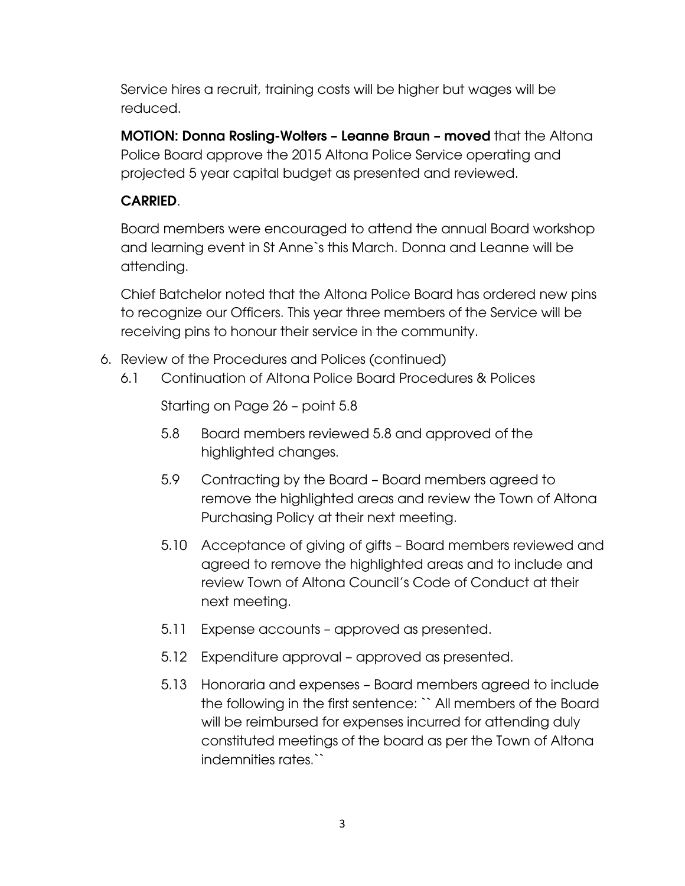Service hires a recruit, training costs will be higher but wages will be reduced.

**MOTION: Donna Rosling-Wolters – Leanne Braun – moved** that the Altona Police Board approve the 2015 Altona Police Service operating and projected 5 year capital budget as presented and reviewed.

**CARRIED**.

Board members were encouraged to attend the annual Board workshop and learning event in St Anne`s this March. Donna and Leanne will be attending.

Chief Batchelor noted that the Altona Police Board has ordered new pins to recognize our Officers. This year three members of the Service will be receiving pins to honour their service in the community.

6. Review of the Procedures and Polices (continued)
   6.1 Continuation of Altona Police Board Procedures & Polices

   Starting on Page 26 – point 5.8

   5.8 Board members reviewed 5.8 and approved of the highlighted changes.

   5.9 Contracting by the Board – Board members agreed to remove the highlighted areas and review the Town of Altona Purchasing Policy at their next meeting.

   5.10 Acceptance of giving of gifts – Board members reviewed and agreed to remove the highlighted areas and to include and review Town of Altona Council's Code of Conduct at their next meeting.

   5.11 Expense accounts – approved as presented.

   5.12 Expenditure approval – approved as presented.

   5.13 Honoraria and expenses – Board members agreed to include the following in the first sentence: `` All members of the Board will be reimbursed for expenses incurred for attending duly constituted meetings of the board as per the Town of Altona indemnities rates.``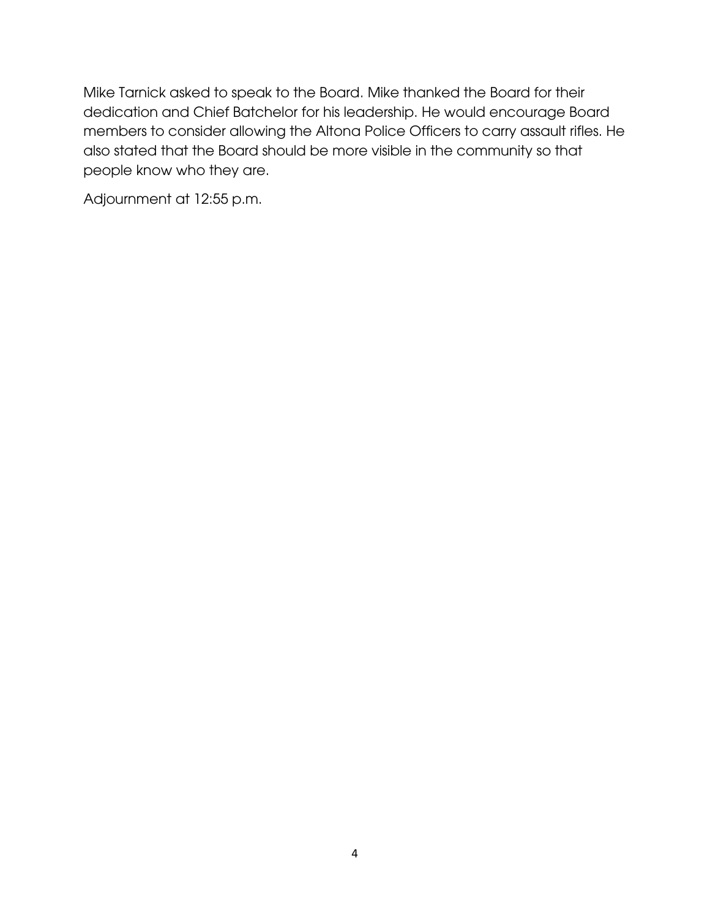Mike Tarnick asked to speak to the Board. Mike thanked the Board for their dedication and Chief Batchelor for his leadership. He would encourage Board members to consider allowing the Altona Police Officers to carry assault rifles. He also stated that the Board should be more visible in the community so that people know who they are.

Adjournment at 12:55 p.m.